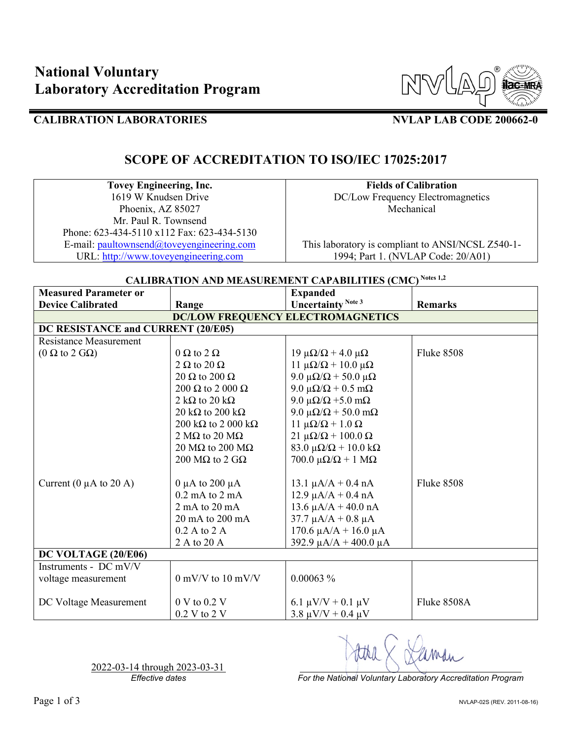# National Voluntary Laboratory Accreditation Program

**CALIBRATION LABORATORIES** **NVLAP LAB CODE 200662-0**

## SCOPE OF ACCREDITATION TO ISO/IEC 17025:2017

| **Tovey Engineering, Inc.** | **Fields of Calibration** |
|---|---|
| 1619 W Knudsen Drive<br>Phoenix, AZ 85027<br>Mr. Paul R. Townsend<br>Phone: 623-434-5110 x112 Fax: 623-434-5130<br>E-mail: paultownsend@toveyengineering.com<br>URL: http://www.toveyengineering.com | DC/Low Frequency Electromagnetics<br>Mechanical<br><br>This laboratory is compliant to ANSI/NCSL Z540-1-1994; Part 1. (NVLAP Code: 20/A01) |

**CALIBRATION AND MEASUREMENT CAPABILITIES (CMC)** Notes 1,2

| Measured Parameter or Device Calibrated | Range | Expanded Uncertainty Note 3 | Remarks |
|---|---|---|---|
| **DC/LOW FREQUENCY ELECTROMAGNETICS** | | | |
| **DC RESISTANCE and CURRENT (20/E05)** | | | |
| Resistance Measurement (0 Ω to 2 GΩ) | 0 Ω to 2 Ω | 19 μΩ/Ω + 4.0 μΩ | Fluke 8508 |
| | 2 Ω to 20 Ω | 11 μΩ/Ω + 10.0 μΩ | |
| | 20 Ω to 200 Ω | 9.0 μΩ/Ω + 50.0 μΩ | |
| | 200 Ω to 2 000 Ω | 9.0 μΩ/Ω + 0.5 mΩ | |
| | 2 kΩ to 20 kΩ | 9.0 μΩ/Ω +5.0 mΩ | |
| | 20 kΩ to 200 kΩ | 9.0 μΩ/Ω + 50.0 mΩ | |
| | 200 kΩ to 2 000 kΩ | 11 μΩ/Ω + 1.0 Ω | |
| | 2 MΩ to 20 MΩ | 21 μΩ/Ω + 100.0 Ω | |
| | 20 MΩ to 200 MΩ | 83.0 μΩ/Ω + 10.0 kΩ | |
| | 200 MΩ to 2 GΩ | 700.0 μΩ/Ω + 1 MΩ | |
| Current (0 μA to 20 A) | 0 μA to 200 μA | 13.1 μA/A + 0.4 nA | Fluke 8508 |
| | 0.2 mA to 2 mA | 12.9 μA/A + 0.4 nA | |
| | 2 mA to 20 mA | 13.6 μA/A + 40.0 nA | |
| | 20 mA to 200 mA | 37.7 μA/A + 0.8 μA | |
| | 0.2 A to 2 A | 170.6 μA/A + 16.0 μA | |
| | 2 A to 20 A | 392.9 μA/A + 400.0 μA | |
| **DC VOLTAGE (20/E06)** | | | |
| Instruments - DC mV/V voltage measurement | 0 mV/V to 10 mV/V | 0.00063 % | |
| DC Voltage Measurement | 0 V to 0.2 V | 6.1 μV/V + 0.1 μV | Fluke 8508A |
| | 0.2 V to 2 V | 3.8 μV/V + 0.4 μV | |

2022-03-14 through 2023-03-31
*Effective dates*

*For the National Voluntary Laboratory Accreditation Program*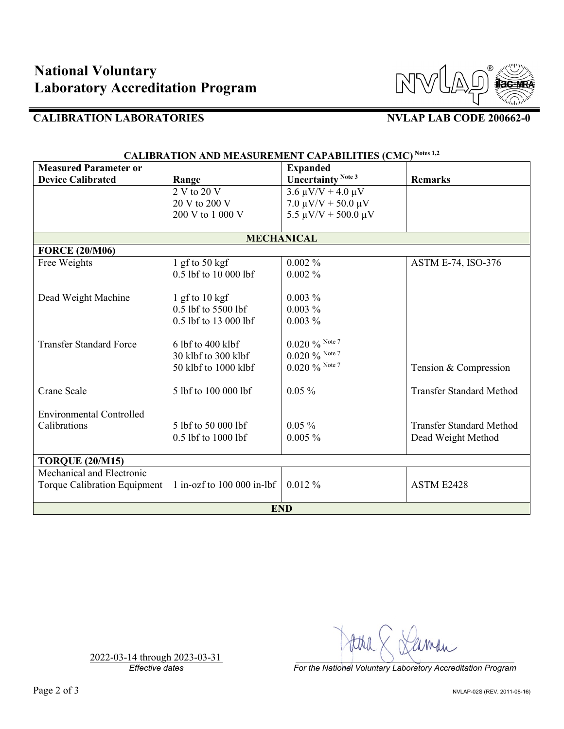# National Voluntary Laboratory Accreditation Program

## CALIBRATION LABORATORIES

**NVLAP LAB CODE 200662-0**

### CALIBRATION AND MEASUREMENT CAPABILITIES (CMC) Notes 1,2

| Measured Parameter or Device Calibrated | Range | Expanded Uncertainty Note 3 | Remarks |
|---|---|---|---|
| | 2 V to 20 V<br>20 V to 200 V<br>200 V to 1 000 V | 3.6 μV/V + 4.0 μV<br>7.0 μV/V + 50.0 μV<br>5.5 μV/V + 500.0 μV | |
| **MECHANICAL** | | | |
| **FORCE (20/M06)** | | | |
| Free Weights | 1 gf to 50 kgf<br>0.5 lbf to 10 000 lbf | 0.002 %<br>0.002 % | ASTM E-74, ISO-376 |
| Dead Weight Machine | 1 gf to 10 kgf<br>0.5 lbf to 5500 lbf<br>0.5 lbf to 13 000 lbf | 0.003 %<br>0.003 %<br>0.003 % | |
| Transfer Standard Force | 6 lbf to 400 klbf<br>30 klbf to 300 klbf<br>50 klbf to 1000 klbf | 0.020 % Note 7<br>0.020 % Note 7<br>0.020 % Note 7 | <br><br>Tension & Compression |
| Crane Scale | 5 lbf to 100 000 lbf | 0.05 % | Transfer Standard Method |
| Environmental Controlled Calibrations | 5 lbf to 50 000 lbf<br>0.5 lbf to 1000 lbf | 0.05 %<br>0.005 % | Transfer Standard Method<br>Dead Weight Method |
| **TORQUE (20/M15)** | | | |
| Mechanical and Electronic Torque Calibration Equipment | 1 in-ozf to 100 000 in-lbf | 0.012 % | ASTM E2428 |
| **END** | | | |

2022-03-14 through 2023-03-31
*Effective dates*

*For the National Voluntary Laboratory Accreditation Program*

NVLAP-02S (REV. 2011-08-16)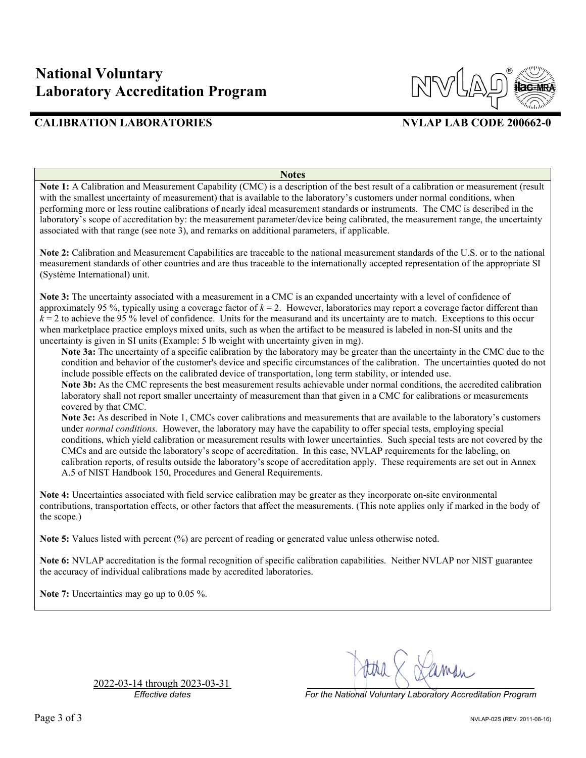# National Voluntary Laboratory Accreditation Program

**CALIBRATION LABORATORIES** **NVLAP LAB CODE 200662-0**

## Notes

**Note 1:** A Calibration and Measurement Capability (CMC) is a description of the best result of a calibration or measurement (result with the smallest uncertainty of measurement) that is available to the laboratory's customers under normal conditions, when performing more or less routine calibrations of nearly ideal measurement standards or instruments. The CMC is described in the laboratory's scope of accreditation by: the measurement parameter/device being calibrated, the measurement range, the uncertainty associated with that range (see note 3), and remarks on additional parameters, if applicable.

**Note 2:** Calibration and Measurement Capabilities are traceable to the national measurement standards of the U.S. or to the national measurement standards of other countries and are thus traceable to the internationally accepted representation of the appropriate SI (Système International) unit.

**Note 3:** The uncertainty associated with a measurement in a CMC is an expanded uncertainty with a level of confidence of approximately 95 %, typically using a coverage factor of $k = 2$. However, laboratories may report a coverage factor different than $k = 2$ to achieve the 95 % level of confidence. Units for the measurand and its uncertainty are to match. Exceptions to this occur when marketplace practice employs mixed units, such as when the artifact to be measured is labeled in non-SI units and the uncertainty is given in SI units (Example: 5 lb weight with uncertainty given in mg).

> **Note 3a:** The uncertainty of a specific calibration by the laboratory may be greater than the uncertainty in the CMC due to the condition and behavior of the customer's device and specific circumstances of the calibration. The uncertainties quoted do not include possible effects on the calibrated device of transportation, long term stability, or intended use.
>
> **Note 3b:** As the CMC represents the best measurement results achievable under normal conditions, the accredited calibration laboratory shall not report smaller uncertainty of measurement than that given in a CMC for calibrations or measurements covered by that CMC.
>
> **Note 3c:** As described in Note 1, CMCs cover calibrations and measurements that are available to the laboratory's customers under *normal conditions.* However, the laboratory may have the capability to offer special tests, employing special conditions, which yield calibration or measurement results with lower uncertainties. Such special tests are not covered by the CMCs and are outside the laboratory's scope of accreditation. In this case, NVLAP requirements for the labeling, on calibration reports, of results outside the laboratory's scope of accreditation apply. These requirements are set out in Annex A.5 of NIST Handbook 150, Procedures and General Requirements.

**Note 4:** Uncertainties associated with field service calibration may be greater as they incorporate on-site environmental contributions, transportation effects, or other factors that affect the measurements. (This note applies only if marked in the body of the scope.)

**Note 5:** Values listed with percent (%) are percent of reading or generated value unless otherwise noted.

**Note 6:** NVLAP accreditation is the formal recognition of specific calibration capabilities. Neither NVLAP nor NIST guarantee the accuracy of individual calibrations made by accredited laboratories.

**Note 7:** Uncertainties may go up to 0.05 %.

2022-03-14 through 2023-03-31
*Effective dates*

*For the National Voluntary Laboratory Accreditation Program*

NVLAP-02S (REV. 2011-08-16)